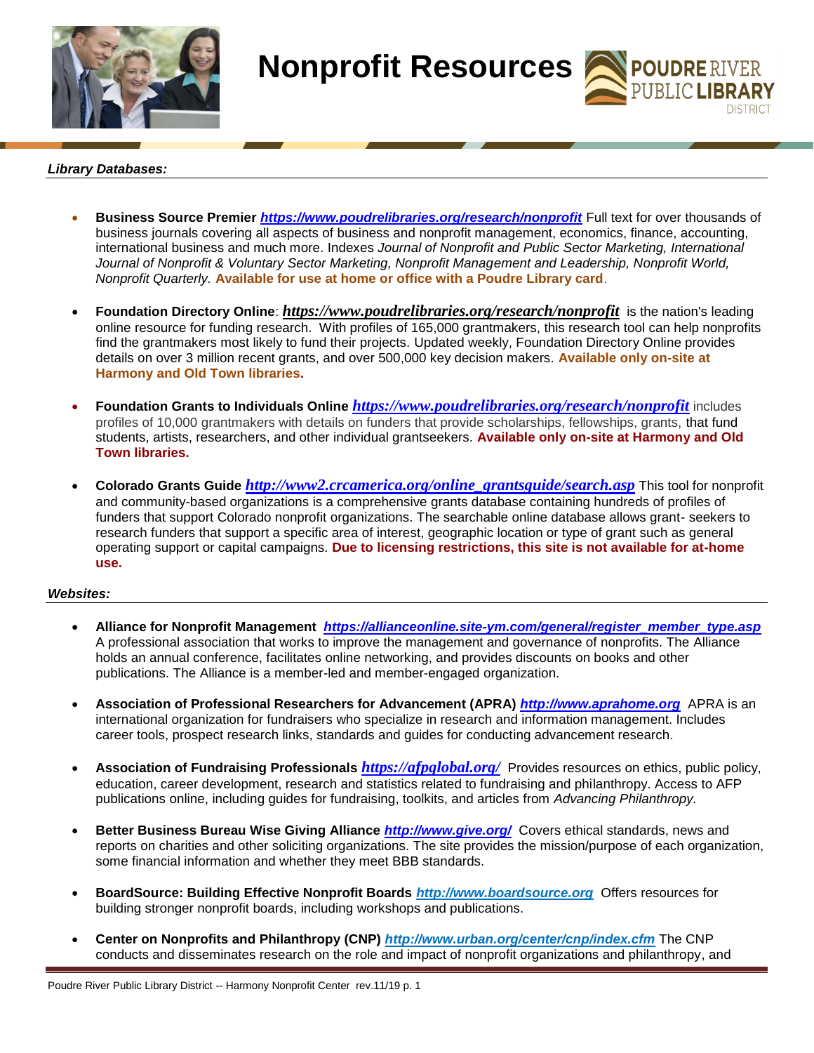# Nonprofit Resources

POUDRE RIVER PUBLIC LIBRARY DISTRICT

***Library Databases:***

- **Business Source Premier** ***https://www.poudrelibraries.org/research/nonprofit*** Full text for over thousands of business journals covering all aspects of business and nonprofit management, economics, finance, accounting, international business and much more. Indexes *Journal of Nonprofit and Public Sector Marketing, International Journal of Nonprofit & Voluntary Sector Marketing, Nonprofit Management and Leadership, Nonprofit World, Nonprofit Quarterly*. **Available for use at home or office with a Poudre Library card**.

- **Foundation Directory Online**: ***https://www.poudrelibraries.org/research/nonprofit*** is the nation's leading online resource for funding research. With profiles of 165,000 grantmakers, this research tool can help nonprofits find the grantmakers most likely to fund their projects. Updated weekly, Foundation Directory Online provides details on over 3 million recent grants, and over 500,000 key decision makers. **Available only on-site at Harmony and Old Town libraries.**

- **Foundation Grants to Individuals Online** ***https://www.poudrelibraries.org/research/nonprofit*** includes profiles of 10,000 grantmakers with details on funders that provide scholarships, fellowships, grants, that fund students, artists, researchers, and other individual grantseekers. **Available only on-site at Harmony and Old Town libraries.**

- **Colorado Grants Guide** ***http://www2.crcamerica.org/online_grantsguide/search.asp*** This tool for nonprofit and community-based organizations is a comprehensive grants database containing hundreds of profiles of funders that support Colorado nonprofit organizations. The searchable online database allows grant- seekers to research funders that support a specific area of interest, geographic location or type of grant such as general operating support or capital campaigns. **Due to licensing restrictions, this site is not available for at-home use.**

***Websites:***

- **Alliance for Nonprofit Management** ***https://allianceonline.site-ym.com/general/register_member_type.asp*** A professional association that works to improve the management and governance of nonprofits. The Alliance holds an annual conference, facilitates online networking, and provides discounts on books and other publications. The Alliance is a member-led and member-engaged organization.

- **Association of Professional Researchers for Advancement (APRA)** ***http://www.aprahome.org*** APRA is an international organization for fundraisers who specialize in research and information management. Includes career tools, prospect research links, standards and guides for conducting advancement research.

- **Association of Fundraising Professionals** ***https://afpglobal.org/*** Provides resources on ethics, public policy, education, career development, research and statistics related to fundraising and philanthropy. Access to AFP publications online, including guides for fundraising, toolkits, and articles from *Advancing Philanthropy.*

- **Better Business Bureau Wise Giving Alliance** ***http://www.give.org/*** Covers ethical standards, news and reports on charities and other soliciting organizations. The site provides the mission/purpose of each organization, some financial information and whether they meet BBB standards.

- **BoardSource: Building Effective Nonprofit Boards** ***http://www.boardsource.org*** Offers resources for building stronger nonprofit boards, including workshops and publications.

- **Center on Nonprofits and Philanthropy (CNP)** ***http://www.urban.org/center/cnp/index.cfm*** The CNP conducts and disseminates research on the role and impact of nonprofit organizations and philanthropy, and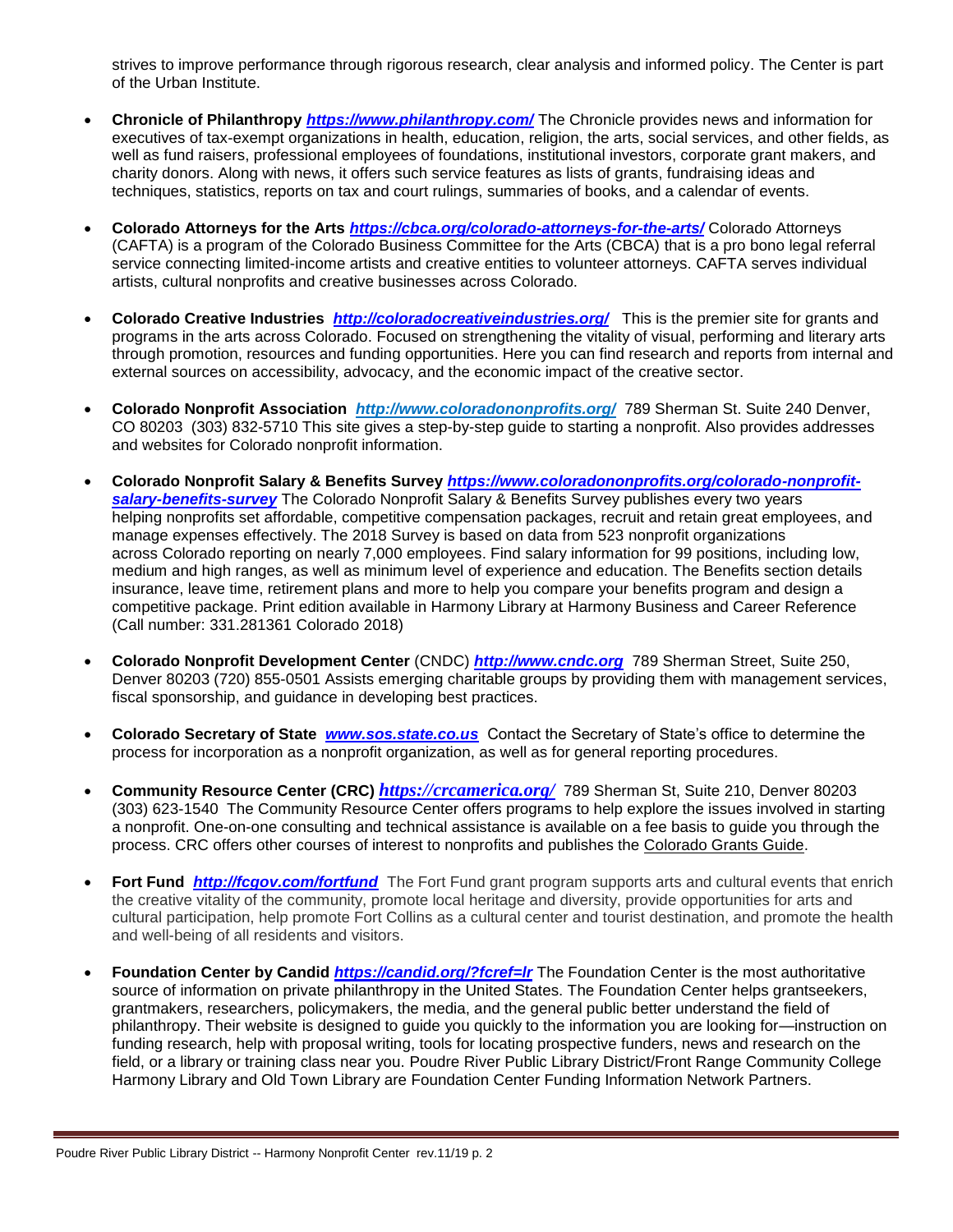strives to improve performance through rigorous research, clear analysis and informed policy. The Center is part of the Urban Institute.

- **Chronicle of Philanthropy** ***https://www.philanthropy.com/*** The Chronicle provides news and information for executives of tax-exempt organizations in health, education, religion, the arts, social services, and other fields, as well as fund raisers, professional employees of foundations, institutional investors, corporate grant makers, and charity donors. Along with news, it offers such service features as lists of grants, fundraising ideas and techniques, statistics, reports on tax and court rulings, summaries of books, and a calendar of events.

- **Colorado Attorneys for the Arts** ***https://cbca.org/colorado-attorneys-for-the-arts/*** Colorado Attorneys (CAFTA) is a program of the Colorado Business Committee for the Arts (CBCA) that is a pro bono legal referral service connecting limited-income artists and creative entities to volunteer attorneys. CAFTA serves individual artists, cultural nonprofits and creative businesses across Colorado.

- **Colorado Creative Industries** ***http://coloradocreativeindustries.org/*** This is the premier site for grants and programs in the arts across Colorado. Focused on strengthening the vitality of visual, performing and literary arts through promotion, resources and funding opportunities. Here you can find research and reports from internal and external sources on accessibility, advocacy, and the economic impact of the creative sector.

- **Colorado Nonprofit Association** ***http://www.coloradononprofits.org/*** 789 Sherman St. Suite 240 Denver, CO 80203 (303) 832-5710 This site gives a step-by-step guide to starting a nonprofit. Also provides addresses and websites for Colorado nonprofit information.

- **Colorado Nonprofit Salary & Benefits Survey** ***https://www.coloradononprofits.org/colorado-nonprofit-salary-benefits-survey*** The Colorado Nonprofit Salary & Benefits Survey publishes every two years helping nonprofits set affordable, competitive compensation packages, recruit and retain great employees, and manage expenses effectively. The 2018 Survey is based on data from 523 nonprofit organizations across Colorado reporting on nearly 7,000 employees. Find salary information for 99 positions, including low, medium and high ranges, as well as minimum level of experience and education. The Benefits section details insurance, leave time, retirement plans and more to help you compare your benefits program and design a competitive package. Print edition available in Harmony Library at Harmony Business and Career Reference (Call number: 331.281361 Colorado 2018)

- **Colorado Nonprofit Development Center** (CNDC) ***http://www.cndc.org*** 789 Sherman Street, Suite 250, Denver 80203 (720) 855-0501 Assists emerging charitable groups by providing them with management services, fiscal sponsorship, and guidance in developing best practices.

- **Colorado Secretary of State** ***www.sos.state.co.us*** Contact the Secretary of State's office to determine the process for incorporation as a nonprofit organization, as well as for general reporting procedures.

- **Community Resource Center (CRC)** ***https://crcamerica.org/*** 789 Sherman St, Suite 210, Denver 80203 (303) 623-1540 The Community Resource Center offers programs to help explore the issues involved in starting a nonprofit. One-on-one consulting and technical assistance is available on a fee basis to guide you through the process. CRC offers other courses of interest to nonprofits and publishes the Colorado Grants Guide.

- **Fort Fund** ***http://fcgov.com/fortfund*** The Fort Fund grant program supports arts and cultural events that enrich the creative vitality of the community, promote local heritage and diversity, provide opportunities for arts and cultural participation, help promote Fort Collins as a cultural center and tourist destination, and promote the health and well-being of all residents and visitors.

- **Foundation Center by Candid** ***https://candid.org/?fcref=lr*** The Foundation Center is the most authoritative source of information on private philanthropy in the United States. The Foundation Center helps grantseekers, grantmakers, researchers, policymakers, the media, and the general public better understand the field of philanthropy. Their website is designed to guide you quickly to the information you are looking for—instruction on funding research, help with proposal writing, tools for locating prospective funders, news and research on the field, or a library or training class near you. Poudre River Public Library District/Front Range Community College Harmony Library and Old Town Library are Foundation Center Funding Information Network Partners.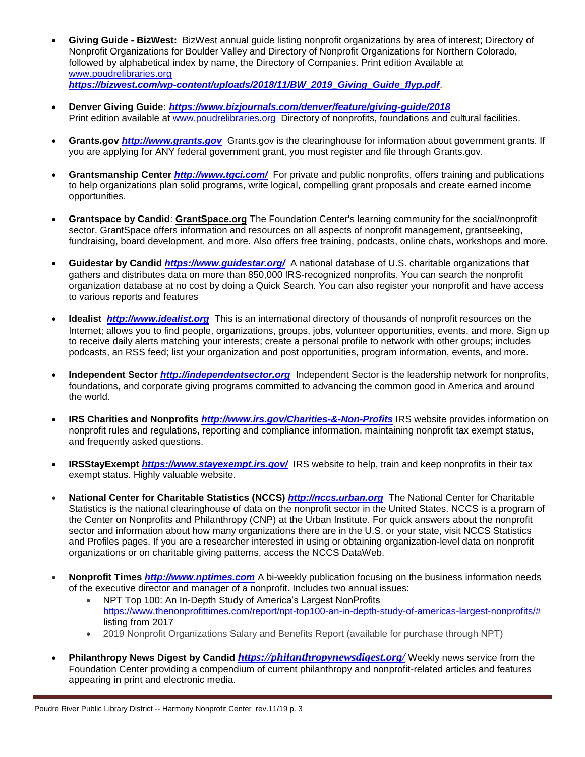- **Giving Guide - BizWest:** BizWest annual guide listing nonprofit organizations by area of interest; Directory of Nonprofit Organizations for Boulder Valley and Directory of Nonprofit Organizations for Northern Colorado, followed by alphabetical index by name, the Directory of Companies. Print edition Available at www.poudrelibraries.org ***https://bizwest.com/wp-content/uploads/2018/11/BW_2019_Giving_Guide_flyp.pdf***.

- **Denver Giving Guide:** ***https://www.bizjournals.com/denver/feature/giving-guide/2018*** Print edition available at www.poudrelibraries.org Directory of nonprofits, foundations and cultural facilities.

- **Grants.gov** ***http://www.grants.gov*** Grants.gov is the clearinghouse for information about government grants. If you are applying for ANY federal government grant, you must register and file through Grants.gov.

- **Grantsmanship Center** ***http://www.tgci.com/*** For private and public nonprofits, offers training and publications to help organizations plan solid programs, write logical, compelling grant proposals and create earned income opportunities.

- **Grantspace by Candid**: **GrantSpace.org** The Foundation Center's learning community for the social/nonprofit sector. GrantSpace offers information and resources on all aspects of nonprofit management, grantseeking, fundraising, board development, and more. Also offers free training, podcasts, online chats, workshops and more.

- **Guidestar by Candid** ***https://www.guidestar.org/*** A national database of U.S. charitable organizations that gathers and distributes data on more than 850,000 IRS-recognized nonprofits. You can search the nonprofit organization database at no cost by doing a Quick Search. You can also register your nonprofit and have access to various reports and features

- **Idealist** ***http://www.idealist.org*** This is an international directory of thousands of nonprofit resources on the Internet; allows you to find people, organizations, groups, jobs, volunteer opportunities, events, and more. Sign up to receive daily alerts matching your interests; create a personal profile to network with other groups; includes podcasts, an RSS feed; list your organization and post opportunities, program information, events, and more.

- **Independent Sector** ***http://independentsector.org*** Independent Sector is the leadership network for nonprofits, foundations, and corporate giving programs committed to advancing the common good in America and around the world.

- **IRS Charities and Nonprofits** ***http://www.irs.gov/Charities-&-Non-Profits*** IRS website provides information on nonprofit rules and regulations, reporting and compliance information, maintaining nonprofit tax exempt status, and frequently asked questions.

- **IRSStayExempt** ***https://www.stayexempt.irs.gov/*** IRS website to help, train and keep nonprofits in their tax exempt status. Highly valuable website.

- **National Center for Charitable Statistics (NCCS)** ***http://nccs.urban.org*** The National Center for Charitable Statistics is the national clearinghouse of data on the nonprofit sector in the United States. NCCS is a program of the Center on Nonprofits and Philanthropy (CNP) at the Urban Institute. For quick answers about the nonprofit sector and information about how many organizations there are in the U.S. or your state, visit NCCS Statistics and Profiles pages. If you are a researcher interested in using or obtaining organization-level data on nonprofit organizations or on charitable giving patterns, access the NCCS DataWeb.

- **Nonprofit Times** ***http://www.nptimes.com*** A bi-weekly publication focusing on the business information needs of the executive director and manager of a nonprofit. Includes two annual issues:
  - NPT Top 100: An In-Depth Study of America's Largest NonProfits https://www.thenonprofittimes.com/report/npt-top100-an-in-depth-study-of-americas-largest-nonprofits/# listing from 2017
  - 2019 Nonprofit Organizations Salary and Benefits Report (available for purchase through NPT)

- **Philanthropy News Digest by Candid** ***https://philanthropynewsdigest.org/*** Weekly news service from the Foundation Center providing a compendium of current philanthropy and nonprofit-related articles and features appearing in print and electronic media.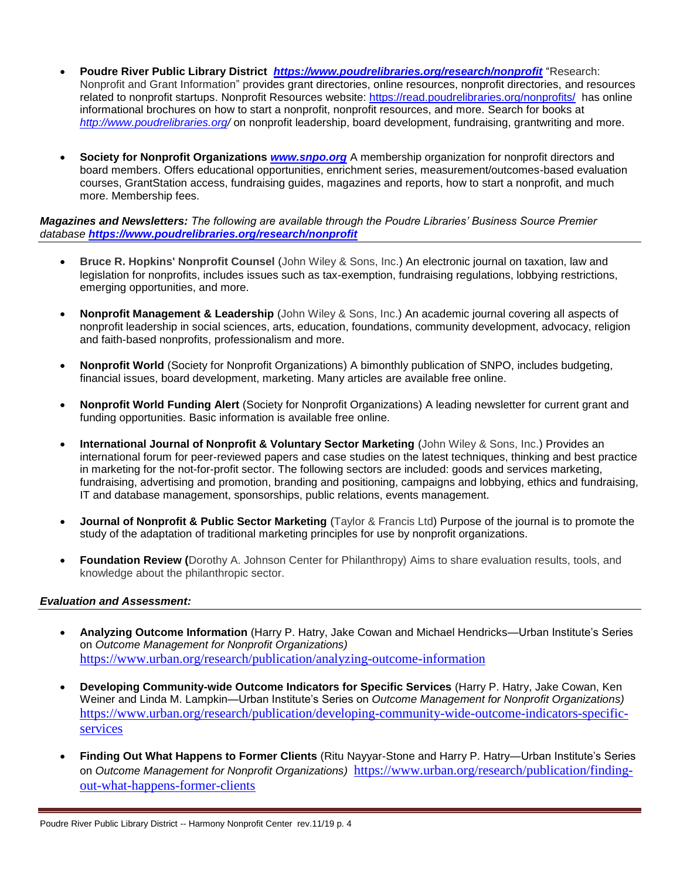- **Poudre River Public Library District** ***https://www.poudrelibraries.org/research/nonprofit*** "Research: Nonprofit and Grant Information" provides grant directories, online resources, nonprofit directories, and resources related to nonprofit startups. Nonprofit Resources website: https://read.poudrelibraries.org/nonprofits/ has online informational brochures on how to start a nonprofit, nonprofit resources, and more. Search for books at *http://www.poudrelibraries.org/* on nonprofit leadership, board development, fundraising, grantwriting and more.

- **Society for Nonprofit Organizations** ***www.snpo.org*** A membership organization for nonprofit directors and board members. Offers educational opportunities, enrichment series, measurement/outcomes-based evaluation courses, GrantStation access, fundraising guides, magazines and reports, how to start a nonprofit, and much more. Membership fees.

***Magazines and Newsletters:*** *The following are available through the Poudre Libraries' Business Source Premier database* ***https://www.poudrelibraries.org/research/nonprofit***

- **Bruce R. Hopkins' Nonprofit Counsel** (John Wiley & Sons, Inc.) An electronic journal on taxation, law and legislation for nonprofits, includes issues such as tax-exemption, fundraising regulations, lobbying restrictions, emerging opportunities, and more.

- **Nonprofit Management & Leadership** (John Wiley & Sons, Inc.) An academic journal covering all aspects of nonprofit leadership in social sciences, arts, education, foundations, community development, advocacy, religion and faith-based nonprofits, professionalism and more.

- **Nonprofit World** (Society for Nonprofit Organizations) A bimonthly publication of SNPO, includes budgeting, financial issues, board development, marketing. Many articles are available free online.

- **Nonprofit World Funding Alert** (Society for Nonprofit Organizations) A leading newsletter for current grant and funding opportunities. Basic information is available free online.

- **International Journal of Nonprofit & Voluntary Sector Marketing** (John Wiley & Sons, Inc.) Provides an international forum for peer-reviewed papers and case studies on the latest techniques, thinking and best practice in marketing for the not-for-profit sector. The following sectors are included: goods and services marketing, fundraising, advertising and promotion, branding and positioning, campaigns and lobbying, ethics and fundraising, IT and database management, sponsorships, public relations, events management.

- **Journal of Nonprofit & Public Sector Marketing** (Taylor & Francis Ltd) Purpose of the journal is to promote the study of the adaptation of traditional marketing principles for use by nonprofit organizations.

- **Foundation Review (**Dorothy A. Johnson Center for Philanthropy) Aims to share evaluation results, tools, and knowledge about the philanthropic sector.

***Evaluation and Assessment:***

- **Analyzing Outcome Information** (Harry P. Hatry, Jake Cowan and Michael Hendricks—Urban Institute's Series on *Outcome Management for Nonprofit Organizations)* https://www.urban.org/research/publication/analyzing-outcome-information

- **Developing Community-wide Outcome Indicators for Specific Services** (Harry P. Hatry, Jake Cowan, Ken Weiner and Linda M. Lampkin—Urban Institute's Series on *Outcome Management for Nonprofit Organizations)* https://www.urban.org/research/publication/developing-community-wide-outcome-indicators-specific-services

- **Finding Out What Happens to Former Clients** (Ritu Nayyar-Stone and Harry P. Hatry—Urban Institute's Series on *Outcome Management for Nonprofit Organizations)* https://www.urban.org/research/publication/finding-out-what-happens-former-clients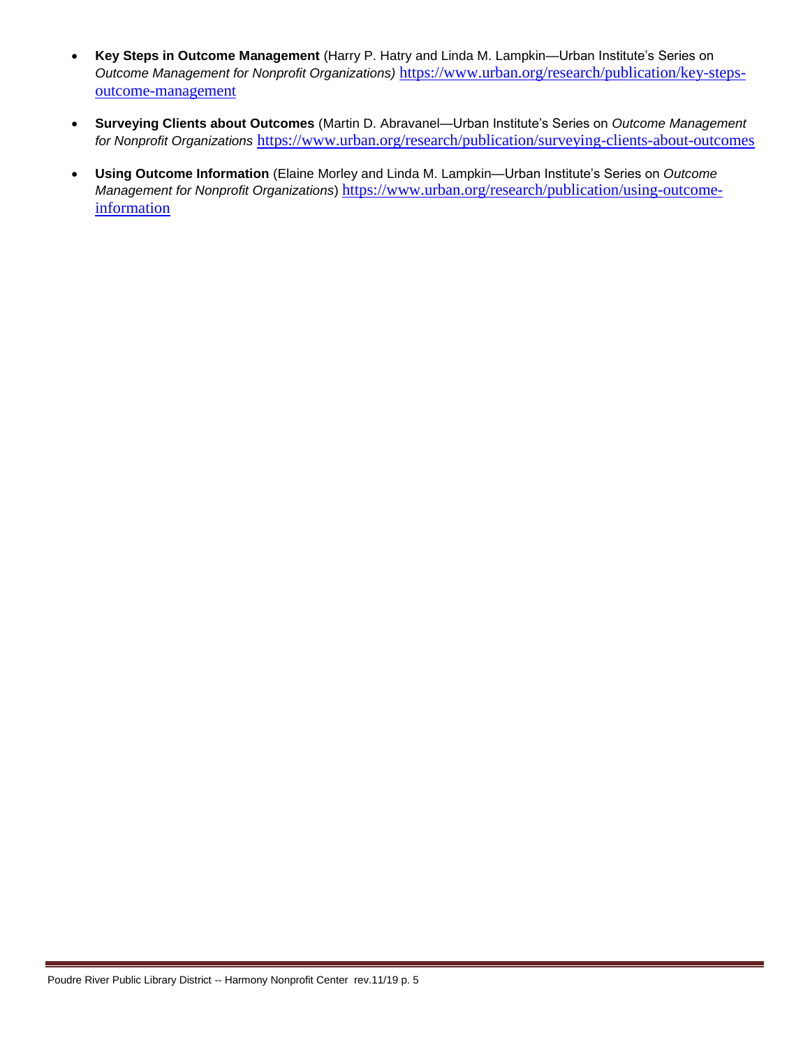- **Key Steps in Outcome Management** (Harry P. Hatry and Linda M. Lampkin—Urban Institute's Series on *Outcome Management for Nonprofit Organizations)* https://www.urban.org/research/publication/key-steps-outcome-management

- **Surveying Clients about Outcomes** (Martin D. Abravanel—Urban Institute's Series on *Outcome Management for Nonprofit Organizations* https://www.urban.org/research/publication/surveying-clients-about-outcomes

- **Using Outcome Information** (Elaine Morley and Linda M. Lampkin—Urban Institute's Series on *Outcome Management for Nonprofit Organizations*) https://www.urban.org/research/publication/using-outcome-information